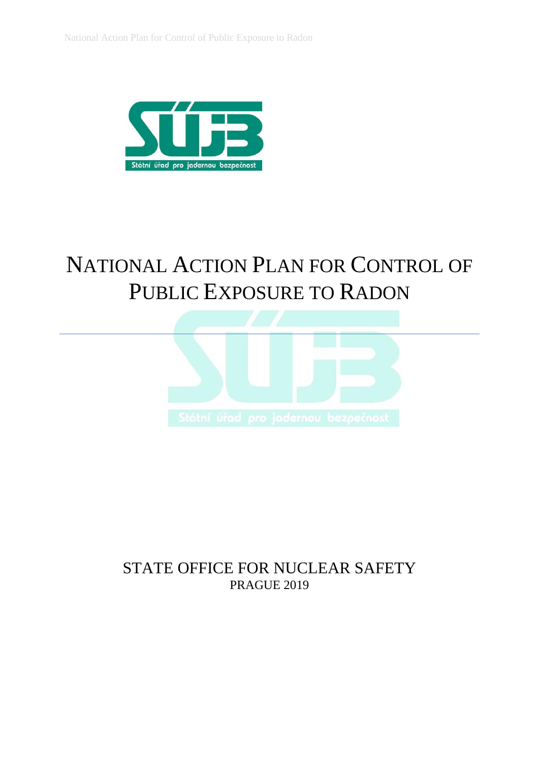# NATIONAL ACTION PLAN FOR CONTROL OF PUBLIC EXPOSURE TO RADON

STATE OFFICE FOR NUCLEAR SAFETY

PRAGUE 2019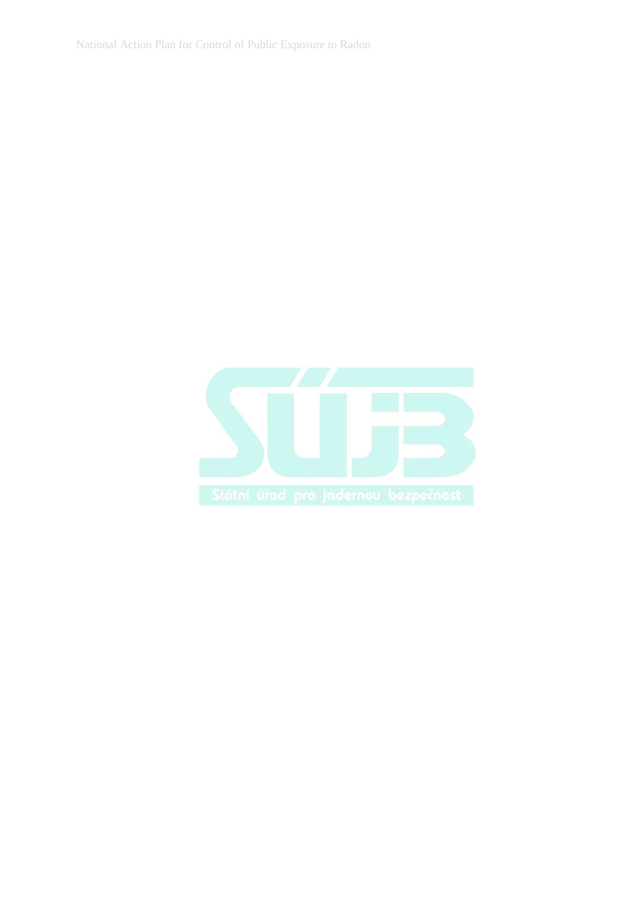Státní úřad pro jadernou bezpečnost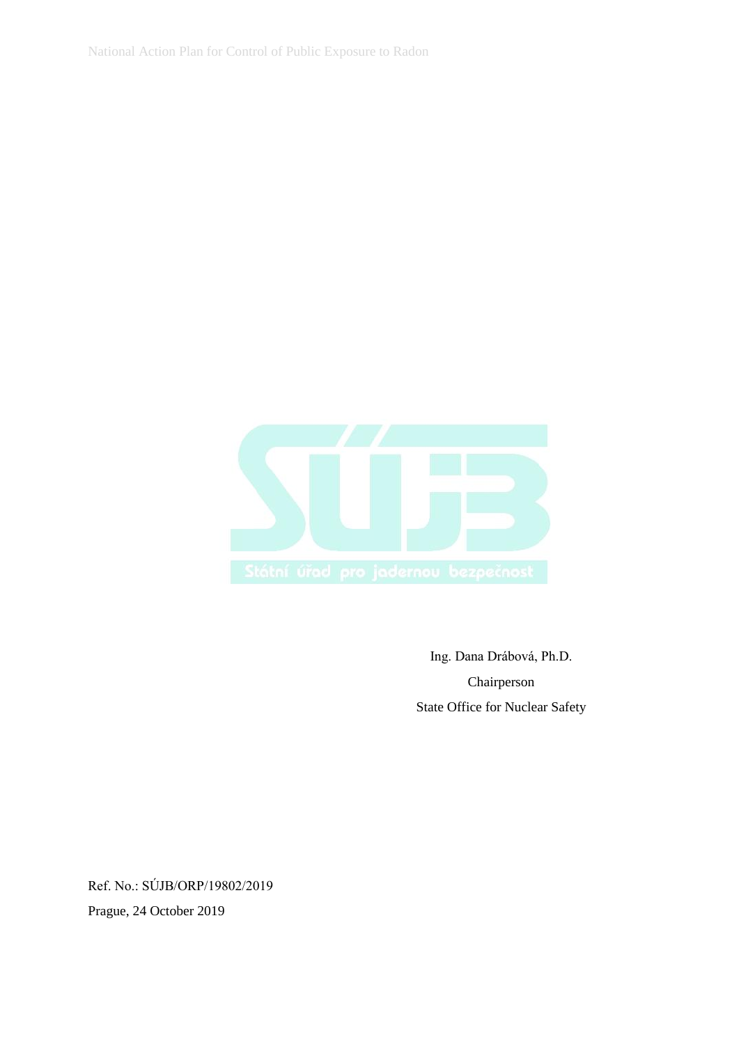Ing. Dana Drábová, Ph.D.

Chairperson

State Office for Nuclear Safety

Ref. No.: SÚJB/ORP/19802/2019

Prague, 24 October 2019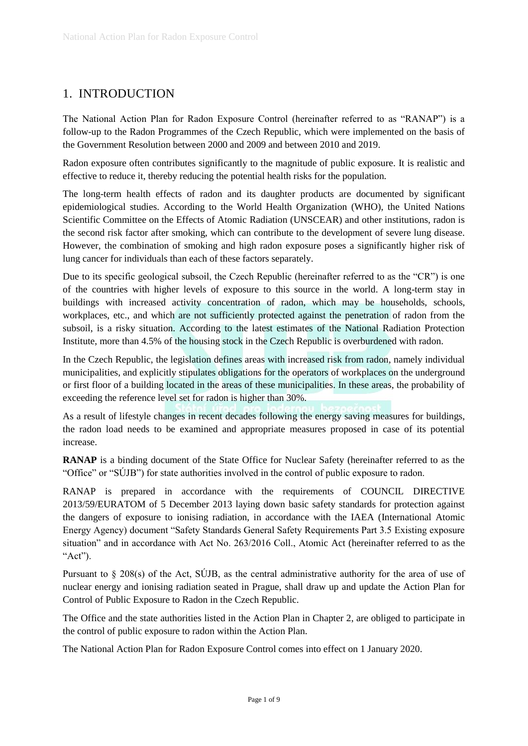# 1. INTRODUCTION

The National Action Plan for Radon Exposure Control (hereinafter referred to as "RANAP") is a follow-up to the Radon Programmes of the Czech Republic, which were implemented on the basis of the Government Resolution between 2000 and 2009 and between 2010 and 2019.

Radon exposure often contributes significantly to the magnitude of public exposure. It is realistic and effective to reduce it, thereby reducing the potential health risks for the population.

The long-term health effects of radon and its daughter products are documented by significant epidemiological studies. According to the World Health Organization (WHO), the United Nations Scientific Committee on the Effects of Atomic Radiation (UNSCEAR) and other institutions, radon is the second risk factor after smoking, which can contribute to the development of severe lung disease. However, the combination of smoking and high radon exposure poses a significantly higher risk of lung cancer for individuals than each of these factors separately.

Due to its specific geological subsoil, the Czech Republic (hereinafter referred to as the "CR") is one of the countries with higher levels of exposure to this source in the world. A long-term stay in buildings with increased activity concentration of radon, which may be households, schools, workplaces, etc., and which are not sufficiently protected against the penetration of radon from the subsoil, is a risky situation. According to the latest estimates of the National Radiation Protection Institute, more than 4.5% of the housing stock in the Czech Republic is overburdened with radon.

In the Czech Republic, the legislation defines areas with increased risk from radon, namely individual municipalities, and explicitly stipulates obligations for the operators of workplaces on the underground or first floor of a building located in the areas of these municipalities. In these areas, the probability of exceeding the reference level set for radon is higher than 30%.

As a result of lifestyle changes in recent decades following the energy saving measures for buildings, the radon load needs to be examined and appropriate measures proposed in case of its potential increase.

**RANAP** is a binding document of the State Office for Nuclear Safety (hereinafter referred to as the "Office" or "SÚJB") for state authorities involved in the control of public exposure to radon.

RANAP is prepared in accordance with the requirements of COUNCIL DIRECTIVE 2013/59/EURATOM of 5 December 2013 laying down basic safety standards for protection against the dangers of exposure to ionising radiation, in accordance with the IAEA (International Atomic Energy Agency) document "Safety Standards General Safety Requirements Part 3.5 Existing exposure situation" and in accordance with Act No. 263/2016 Coll., Atomic Act (hereinafter referred to as the "Act").

Pursuant to § 208(s) of the Act, SÚJB, as the central administrative authority for the area of use of nuclear energy and ionising radiation seated in Prague, shall draw up and update the Action Plan for Control of Public Exposure to Radon in the Czech Republic.

The Office and the state authorities listed in the Action Plan in Chapter 2, are obliged to participate in the control of public exposure to radon within the Action Plan.

The National Action Plan for Radon Exposure Control comes into effect on 1 January 2020.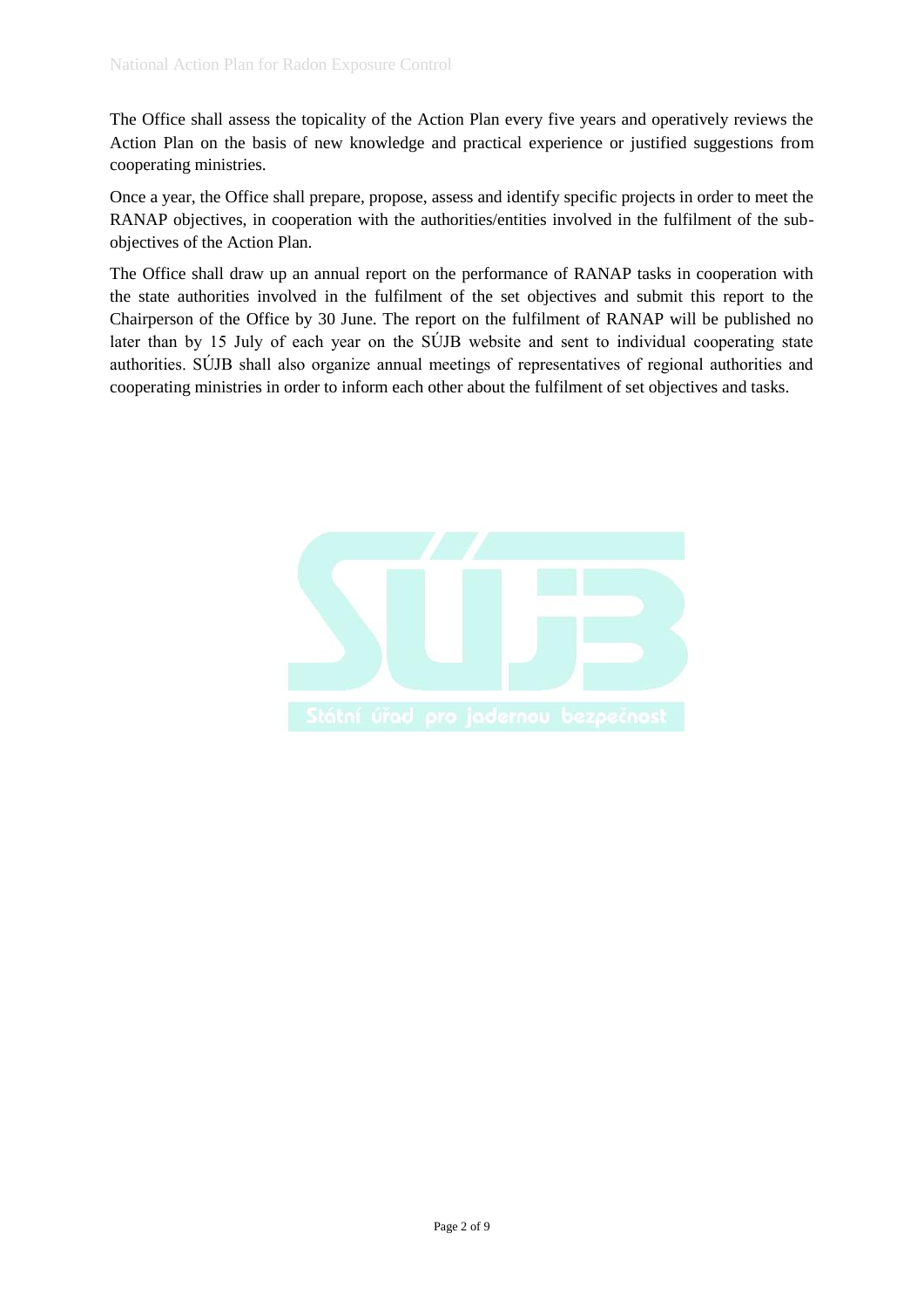The Office shall assess the topicality of the Action Plan every five years and operatively reviews the Action Plan on the basis of new knowledge and practical experience or justified suggestions from cooperating ministries.

Once a year, the Office shall prepare, propose, assess and identify specific projects in order to meet the RANAP objectives, in cooperation with the authorities/entities involved in the fulfilment of the sub-objectives of the Action Plan.

The Office shall draw up an annual report on the performance of RANAP tasks in cooperation with the state authorities involved in the fulfilment of the set objectives and submit this report to the Chairperson of the Office by 30 June. The report on the fulfilment of RANAP will be published no later than by 15 July of each year on the SÚJB website and sent to individual cooperating state authorities. SÚJB shall also organize annual meetings of representatives of regional authorities and cooperating ministries in order to inform each other about the fulfilment of set objectives and tasks.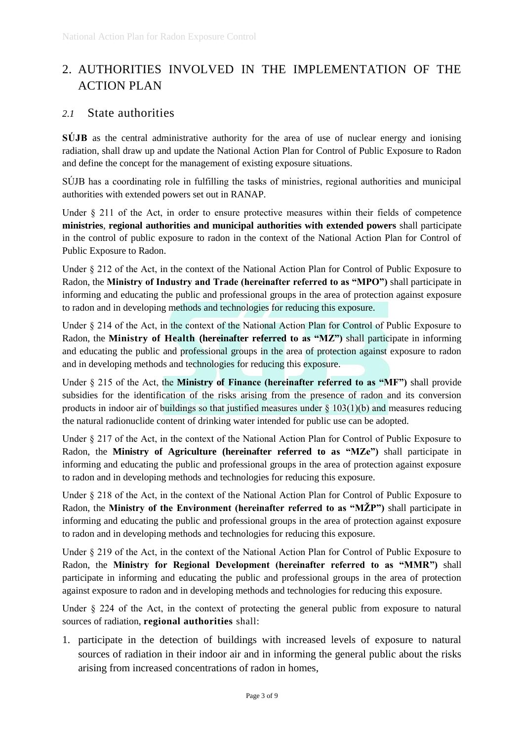# 2. AUTHORITIES INVOLVED IN THE IMPLEMENTATION OF THE ACTION PLAN

## *2.1* State authorities

**SÚJB** as the central administrative authority for the area of use of nuclear energy and ionising radiation, shall draw up and update the National Action Plan for Control of Public Exposure to Radon and define the concept for the management of existing exposure situations.

SÚJB has a coordinating role in fulfilling the tasks of ministries, regional authorities and municipal authorities with extended powers set out in RANAP.

Under § 211 of the Act, in order to ensure protective measures within their fields of competence **ministries**, **regional authorities and municipal authorities with extended powers** shall participate in the control of public exposure to radon in the context of the National Action Plan for Control of Public Exposure to Radon.

Under § 212 of the Act, in the context of the National Action Plan for Control of Public Exposure to Radon, the **Ministry of Industry and Trade (hereinafter referred to as "MPO")** shall participate in informing and educating the public and professional groups in the area of protection against exposure to radon and in developing methods and technologies for reducing this exposure.

Under § 214 of the Act, in the context of the National Action Plan for Control of Public Exposure to Radon, the **Ministry of Health (hereinafter referred to as "MZ")** shall participate in informing and educating the public and professional groups in the area of protection against exposure to radon and in developing methods and technologies for reducing this exposure.

Under § 215 of the Act, the **Ministry of Finance (hereinafter referred to as "MF")** shall provide subsidies for the identification of the risks arising from the presence of radon and its conversion products in indoor air of buildings so that justified measures under § 103(1)(b) and measures reducing the natural radionuclide content of drinking water intended for public use can be adopted.

Under § 217 of the Act, in the context of the National Action Plan for Control of Public Exposure to Radon, the **Ministry of Agriculture (hereinafter referred to as "MZe")** shall participate in informing and educating the public and professional groups in the area of protection against exposure to radon and in developing methods and technologies for reducing this exposure.

Under § 218 of the Act, in the context of the National Action Plan for Control of Public Exposure to Radon, the **Ministry of the Environment (hereinafter referred to as "MŽP")** shall participate in informing and educating the public and professional groups in the area of protection against exposure to radon and in developing methods and technologies for reducing this exposure.

Under § 219 of the Act, in the context of the National Action Plan for Control of Public Exposure to Radon, the **Ministry for Regional Development (hereinafter referred to as "MMR")** shall participate in informing and educating the public and professional groups in the area of protection against exposure to radon and in developing methods and technologies for reducing this exposure.

Under § 224 of the Act, in the context of protecting the general public from exposure to natural sources of radiation, **regional authorities** shall:

1. participate in the detection of buildings with increased levels of exposure to natural sources of radiation in their indoor air and in informing the general public about the risks arising from increased concentrations of radon in homes,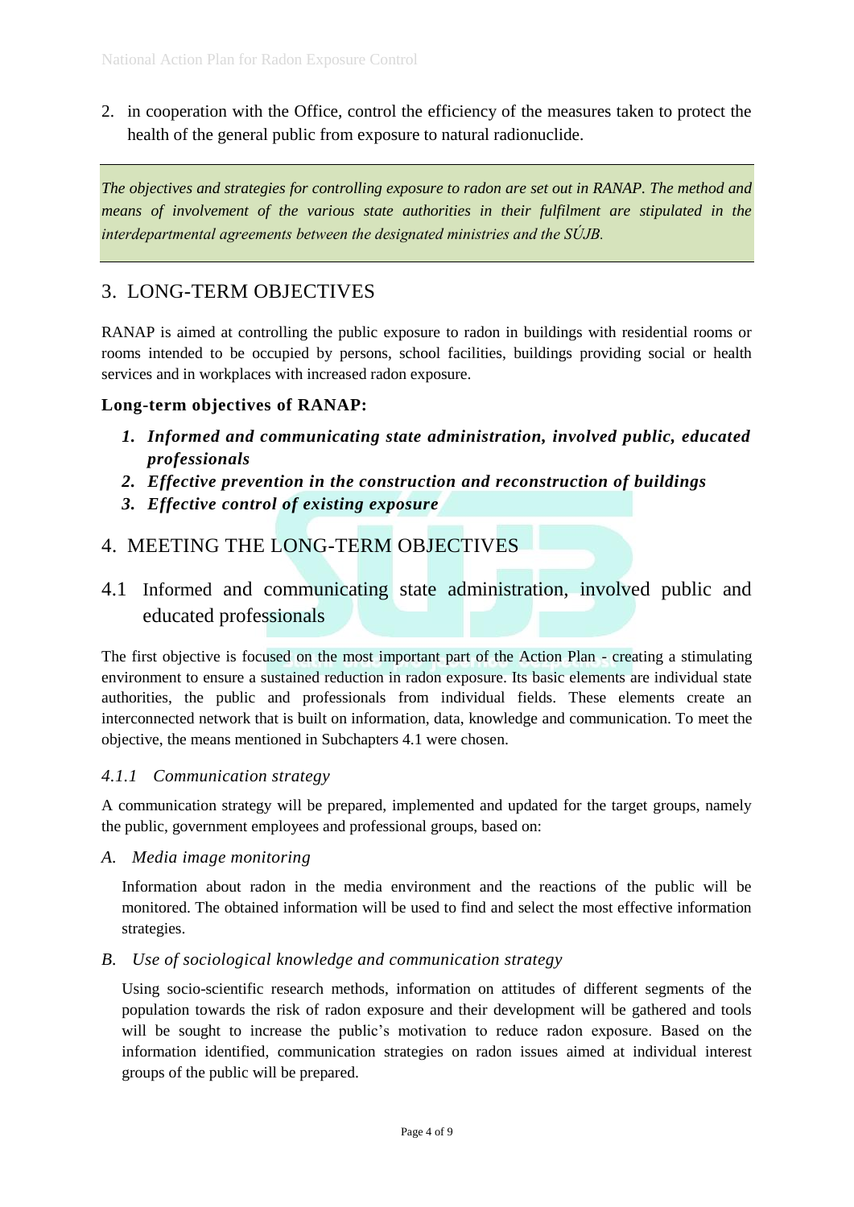2. in cooperation with the Office, control the efficiency of the measures taken to protect the health of the general public from exposure to natural radionuclide.

*The objectives and strategies for controlling exposure to radon are set out in RANAP. The method and means of involvement of the various state authorities in their fulfilment are stipulated in the interdepartmental agreements between the designated ministries and the SÚJB.*

## 3. LONG-TERM OBJECTIVES

RANAP is aimed at controlling the public exposure to radon in buildings with residential rooms or rooms intended to be occupied by persons, school facilities, buildings providing social or health services and in workplaces with increased radon exposure.

**Long-term objectives of RANAP:**

1. ***Informed and communicating state administration, involved public, educated professionals***
2. ***Effective prevention in the construction and reconstruction of buildings***
3. ***Effective control of existing exposure***

## 4. MEETING THE LONG-TERM OBJECTIVES

### 4.1 Informed and communicating state administration, involved public and educated professionals

The first objective is focused on the most important part of the Action Plan - creating a stimulating environment to ensure a sustained reduction in radon exposure. Its basic elements are individual state authorities, the public and professionals from individual fields. These elements create an interconnected network that is built on information, data, knowledge and communication. To meet the objective, the means mentioned in Subchapters 4.1 were chosen.

#### *4.1.1 Communication strategy*

A communication strategy will be prepared, implemented and updated for the target groups, namely the public, government employees and professional groups, based on:

*A. Media image monitoring*

Information about radon in the media environment and the reactions of the public will be monitored. The obtained information will be used to find and select the most effective information strategies.

*B. Use of sociological knowledge and communication strategy*

Using socio-scientific research methods, information on attitudes of different segments of the population towards the risk of radon exposure and their development will be gathered and tools will be sought to increase the public's motivation to reduce radon exposure. Based on the information identified, communication strategies on radon issues aimed at individual interest groups of the public will be prepared.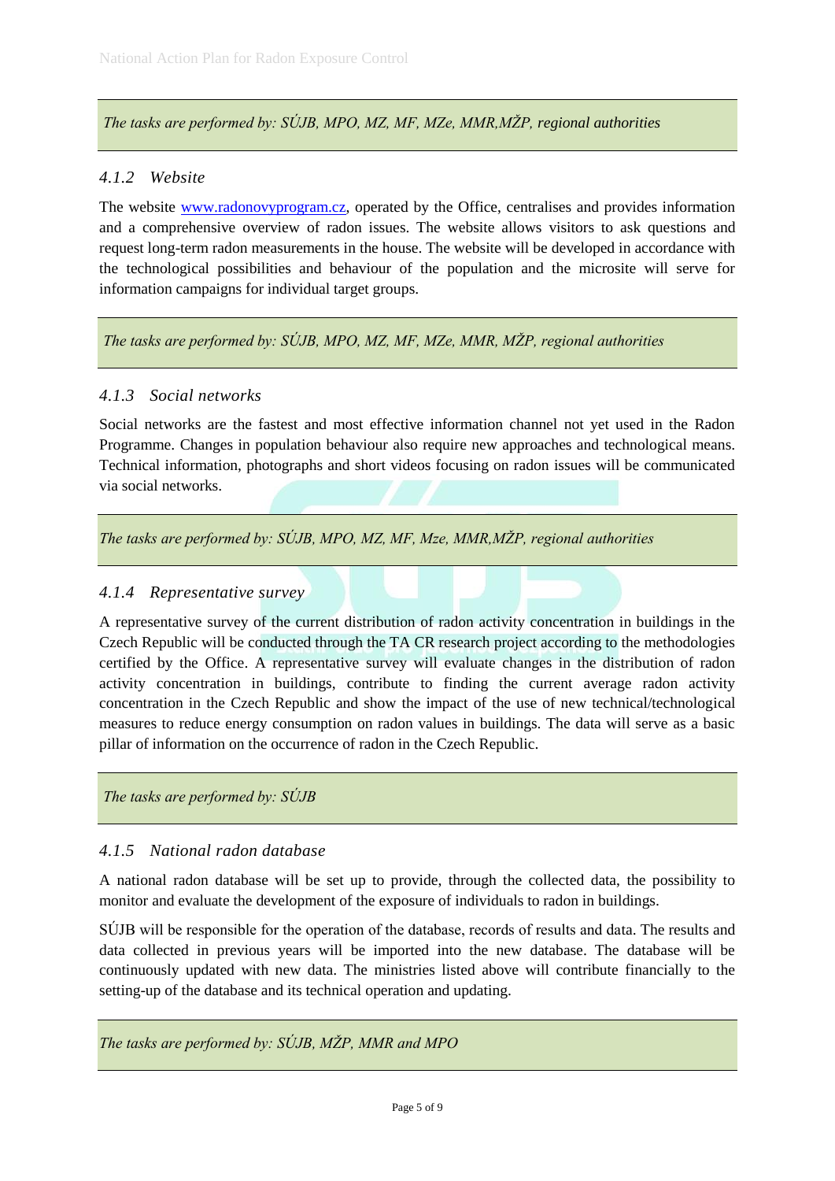*The tasks are performed by: SÚJB, MPO, MZ, MF, MZe, MMR,MŽP, regional authorities*

### *4.1.2 Website*

The website www.radonovyprogram.cz, operated by the Office, centralises and provides information and a comprehensive overview of radon issues. The website allows visitors to ask questions and request long-term radon measurements in the house. The website will be developed in accordance with the technological possibilities and behaviour of the population and the microsite will serve for information campaigns for individual target groups.

*The tasks are performed by: SÚJB, MPO, MZ, MF, MZe, MMR, MŽP, regional authorities*

### *4.1.3 Social networks*

Social networks are the fastest and most effective information channel not yet used in the Radon Programme. Changes in population behaviour also require new approaches and technological means. Technical information, photographs and short videos focusing on radon issues will be communicated via social networks.

*The tasks are performed by: SÚJB, MPO, MZ, MF, Mze, MMR,MŽP, regional authorities*

### *4.1.4 Representative survey*

A representative survey of the current distribution of radon activity concentration in buildings in the Czech Republic will be conducted through the TA CR research project according to the methodologies certified by the Office. A representative survey will evaluate changes in the distribution of radon activity concentration in buildings, contribute to finding the current average radon activity concentration in the Czech Republic and show the impact of the use of new technical/technological measures to reduce energy consumption on radon values in buildings. The data will serve as a basic pillar of information on the occurrence of radon in the Czech Republic.

*The tasks are performed by: SÚJB*

### *4.1.5 National radon database*

A national radon database will be set up to provide, through the collected data, the possibility to monitor and evaluate the development of the exposure of individuals to radon in buildings.

SÚJB will be responsible for the operation of the database, records of results and data. The results and data collected in previous years will be imported into the new database. The database will be continuously updated with new data. The ministries listed above will contribute financially to the setting-up of the database and its technical operation and updating.

*The tasks are performed by: SÚJB, MŽP, MMR and MPO*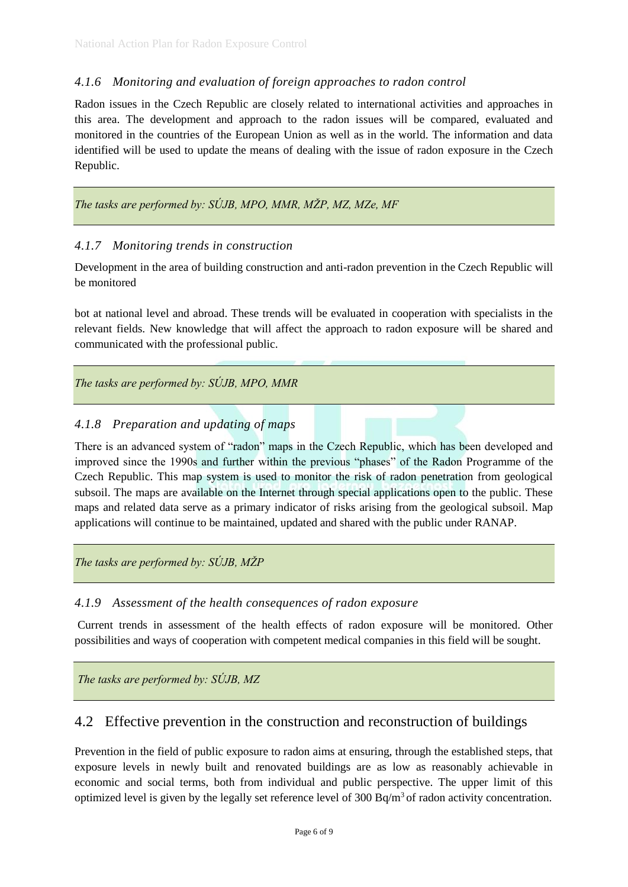#### *4.1.6 Monitoring and evaluation of foreign approaches to radon control*

Radon issues in the Czech Republic are closely related to international activities and approaches in this area. The development and approach to the radon issues will be compared, evaluated and monitored in the countries of the European Union as well as in the world. The information and data identified will be used to update the means of dealing with the issue of radon exposure in the Czech Republic.

*The tasks are performed by: SÚJB, MPO, MMR, MŽP, MZ, MZe, MF*

#### *4.1.7 Monitoring trends in construction*

Development in the area of building construction and anti-radon prevention in the Czech Republic will be monitored

bot at national level and abroad. These trends will be evaluated in cooperation with specialists in the relevant fields. New knowledge that will affect the approach to radon exposure will be shared and communicated with the professional public.

*The tasks are performed by: SÚJB, MPO, MMR*

#### *4.1.8 Preparation and updating of maps*

There is an advanced system of "radon" maps in the Czech Republic, which has been developed and improved since the 1990s and further within the previous "phases" of the Radon Programme of the Czech Republic. This map system is used to monitor the risk of radon penetration from geological subsoil. The maps are available on the Internet through special applications open to the public. These maps and related data serve as a primary indicator of risks arising from the geological subsoil. Map applications will continue to be maintained, updated and shared with the public under RANAP.

*The tasks are performed by: SÚJB, MŽP*

#### *4.1.9 Assessment of the health consequences of radon exposure*

Current trends in assessment of the health effects of radon exposure will be monitored. Other possibilities and ways of cooperation with competent medical companies in this field will be sought.

*The tasks are performed by: SÚJB, MZ*

### 4.2 Effective prevention in the construction and reconstruction of buildings

Prevention in the field of public exposure to radon aims at ensuring, through the established steps, that exposure levels in newly built and renovated buildings are as low as reasonably achievable in economic and social terms, both from individual and public perspective. The upper limit of this optimized level is given by the legally set reference level of 300 $Bq/m^3$ of radon activity concentration.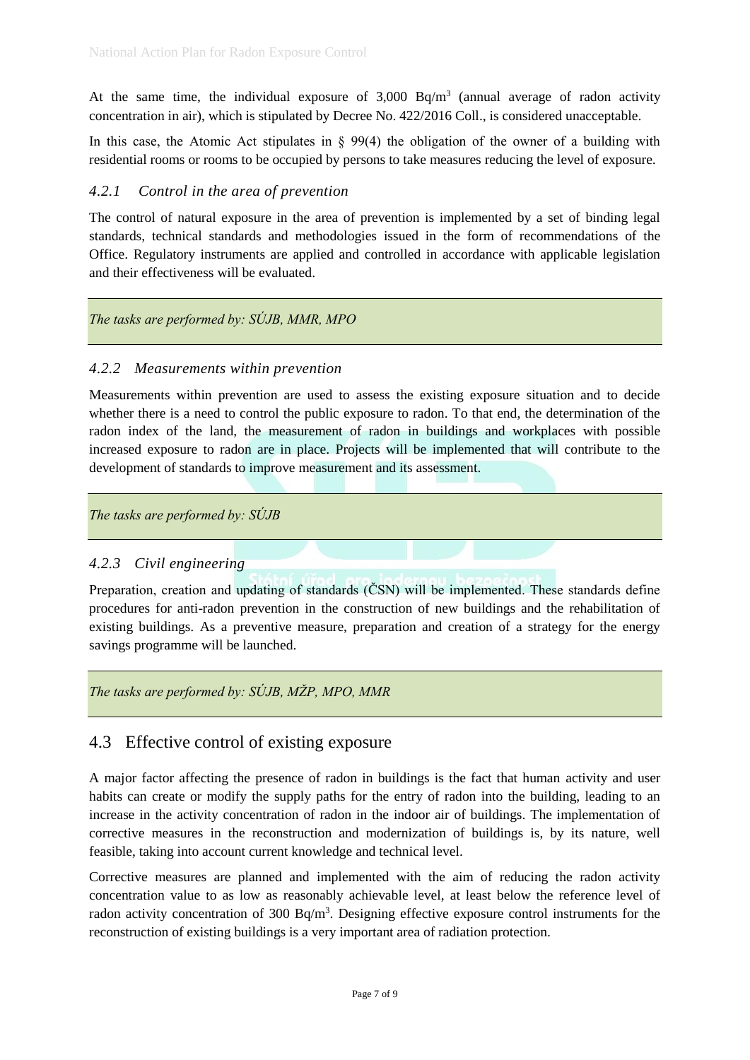At the same time, the individual exposure of 3,000 Bq/m$^3$ (annual average of radon activity concentration in air), which is stipulated by Decree No. 422/2016 Coll., is considered unacceptable.

In this case, the Atomic Act stipulates in § 99(4) the obligation of the owner of a building with residential rooms or rooms to be occupied by persons to take measures reducing the level of exposure.

### *4.2.1 Control in the area of prevention*

The control of natural exposure in the area of prevention is implemented by a set of binding legal standards, technical standards and methodologies issued in the form of recommendations of the Office. Regulatory instruments are applied and controlled in accordance with applicable legislation and their effectiveness will be evaluated.

*The tasks are performed by: SÚJB, MMR, MPO*

### *4.2.2 Measurements within prevention*

Measurements within prevention are used to assess the existing exposure situation and to decide whether there is a need to control the public exposure to radon. To that end, the determination of the radon index of the land, the measurement of radon in buildings and workplaces with possible increased exposure to radon are in place. Projects will be implemented that will contribute to the development of standards to improve measurement and its assessment.

*The tasks are performed by: SÚJB*

### *4.2.3 Civil engineering*

Preparation, creation and updating of standards (ČSN) will be implemented. These standards define procedures for anti-radon prevention in the construction of new buildings and the rehabilitation of existing buildings. As a preventive measure, preparation and creation of a strategy for the energy savings programme will be launched.

*The tasks are performed by: SÚJB, MŽP, MPO, MMR*

## 4.3 Effective control of existing exposure

A major factor affecting the presence of radon in buildings is the fact that human activity and user habits can create or modify the supply paths for the entry of radon into the building, leading to an increase in the activity concentration of radon in the indoor air of buildings. The implementation of corrective measures in the reconstruction and modernization of buildings is, by its nature, well feasible, taking into account current knowledge and technical level.

Corrective measures are planned and implemented with the aim of reducing the radon activity concentration value to as low as reasonably achievable level, at least below the reference level of radon activity concentration of 300 Bq/m$^3$. Designing effective exposure control instruments for the reconstruction of existing buildings is a very important area of radiation protection.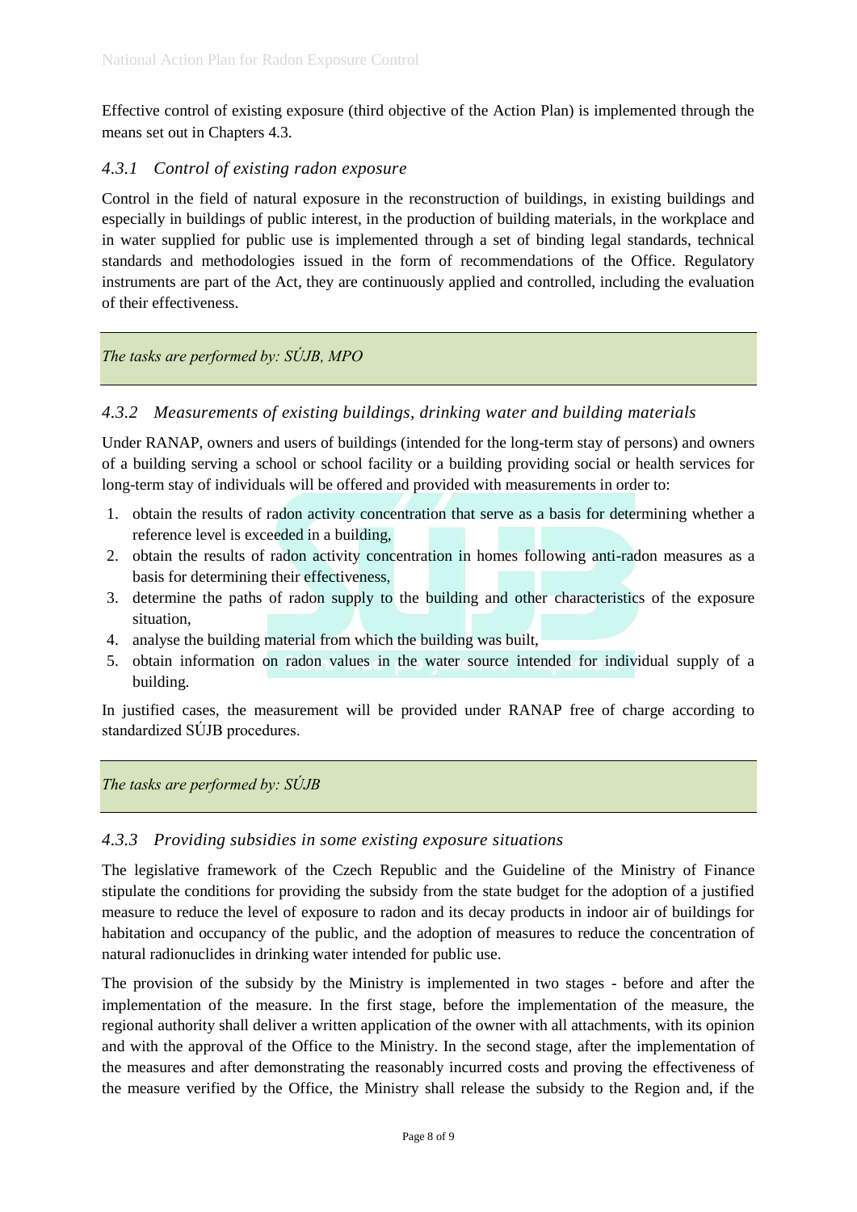Effective control of existing exposure (third objective of the Action Plan) is implemented through the means set out in Chapters 4.3.

### *4.3.1 Control of existing radon exposure*

Control in the field of natural exposure in the reconstruction of buildings, in existing buildings and especially in buildings of public interest, in the production of building materials, in the workplace and in water supplied for public use is implemented through a set of binding legal standards, technical standards and methodologies issued in the form of recommendations of the Office. Regulatory instruments are part of the Act, they are continuously applied and controlled, including the evaluation of their effectiveness.

*The tasks are performed by: SÚJB, MPO*

### *4.3.2 Measurements of existing buildings, drinking water and building materials*

Under RANAP, owners and users of buildings (intended for the long-term stay of persons) and owners of a building serving a school or school facility or a building providing social or health services for long-term stay of individuals will be offered and provided with measurements in order to:

1. obtain the results of radon activity concentration that serve as a basis for determining whether a reference level is exceeded in a building,
2. obtain the results of radon activity concentration in homes following anti-radon measures as a basis for determining their effectiveness,
3. determine the paths of radon supply to the building and other characteristics of the exposure situation,
4. analyse the building material from which the building was built,
5. obtain information on radon values in the water source intended for individual supply of a building.

In justified cases, the measurement will be provided under RANAP free of charge according to standardized SÚJB procedures.

*The tasks are performed by: SÚJB*

### *4.3.3 Providing subsidies in some existing exposure situations*

The legislative framework of the Czech Republic and the Guideline of the Ministry of Finance stipulate the conditions for providing the subsidy from the state budget for the adoption of a justified measure to reduce the level of exposure to radon and its decay products in indoor air of buildings for habitation and occupancy of the public, and the adoption of measures to reduce the concentration of natural radionuclides in drinking water intended for public use.

The provision of the subsidy by the Ministry is implemented in two stages - before and after the implementation of the measure. In the first stage, before the implementation of the measure, the regional authority shall deliver a written application of the owner with all attachments, with its opinion and with the approval of the Office to the Ministry. In the second stage, after the implementation of the measures and after demonstrating the reasonably incurred costs and proving the effectiveness of the measure verified by the Office, the Ministry shall release the subsidy to the Region and, if the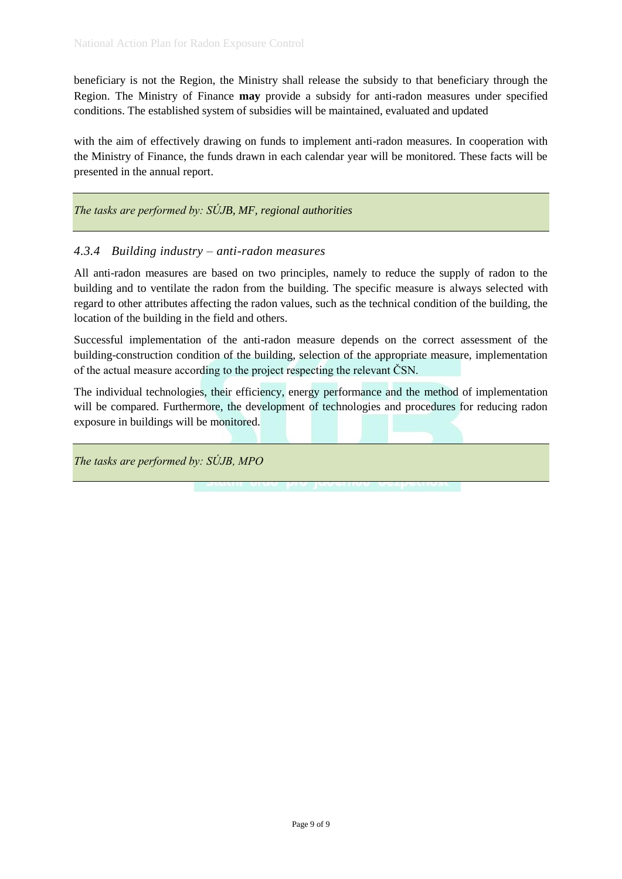beneficiary is not the Region, the Ministry shall release the subsidy to that beneficiary through the Region. The Ministry of Finance **may** provide a subsidy for anti-radon measures under specified conditions. The established system of subsidies will be maintained, evaluated and updated

with the aim of effectively drawing on funds to implement anti-radon measures. In cooperation with the Ministry of Finance, the funds drawn in each calendar year will be monitored. These facts will be presented in the annual report.

*The tasks are performed by: SÚJB, MF, regional authorities*

### *4.3.4 Building industry – anti-radon measures*

All anti-radon measures are based on two principles, namely to reduce the supply of radon to the building and to ventilate the radon from the building. The specific measure is always selected with regard to other attributes affecting the radon values, such as the technical condition of the building, the location of the building in the field and others.

Successful implementation of the anti-radon measure depends on the correct assessment of the building-construction condition of the building, selection of the appropriate measure, implementation of the actual measure according to the project respecting the relevant ČSN.

The individual technologies, their efficiency, energy performance and the method of implementation will be compared. Furthermore, the development of technologies and procedures for reducing radon exposure in buildings will be monitored.

*The tasks are performed by: SÚJB, MPO*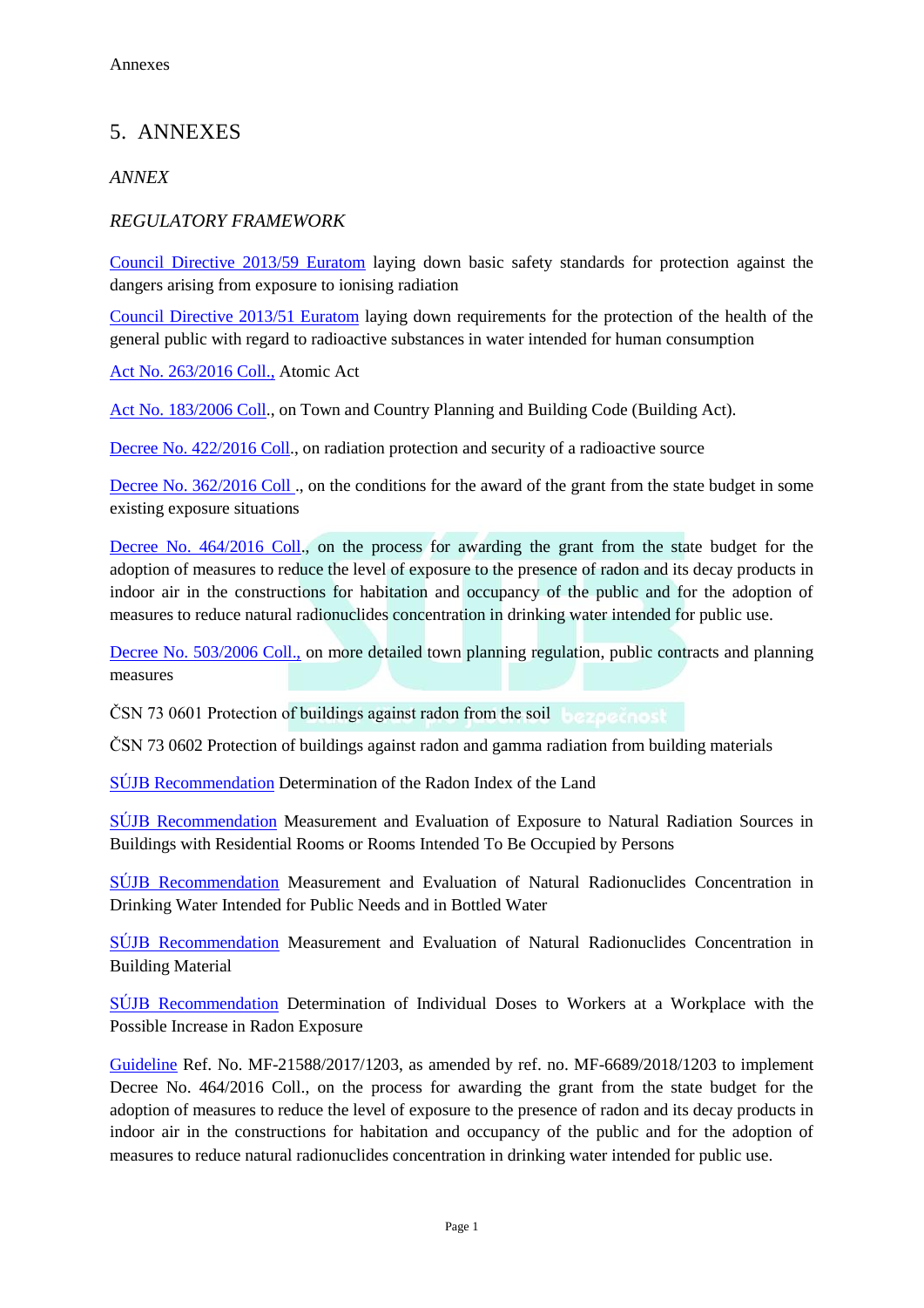# 5. ANNEXES

*ANNEX*

*REGULATORY FRAMEWORK*

Council Directive 2013/59 Euratom laying down basic safety standards for protection against the dangers arising from exposure to ionising radiation

Council Directive 2013/51 Euratom laying down requirements for the protection of the health of the general public with regard to radioactive substances in water intended for human consumption

Act No. 263/2016 Coll., Atomic Act

Act No. 183/2006 Coll., on Town and Country Planning and Building Code (Building Act).

Decree No. 422/2016 Coll., on radiation protection and security of a radioactive source

Decree No. 362/2016 Coll ., on the conditions for the award of the grant from the state budget in some existing exposure situations

Decree No. 464/2016 Coll., on the process for awarding the grant from the state budget for the adoption of measures to reduce the level of exposure to the presence of radon and its decay products in indoor air in the constructions for habitation and occupancy of the public and for the adoption of measures to reduce natural radionuclides concentration in drinking water intended for public use.

Decree No. 503/2006 Coll., on more detailed town planning regulation, public contracts and planning measures

ČSN 73 0601 Protection of buildings against radon from the soil

ČSN 73 0602 Protection of buildings against radon and gamma radiation from building materials

SÚJB Recommendation Determination of the Radon Index of the Land

SÚJB Recommendation Measurement and Evaluation of Exposure to Natural Radiation Sources in Buildings with Residential Rooms or Rooms Intended To Be Occupied by Persons

SÚJB Recommendation Measurement and Evaluation of Natural Radionuclides Concentration in Drinking Water Intended for Public Needs and in Bottled Water

SÚJB Recommendation Measurement and Evaluation of Natural Radionuclides Concentration in Building Material

SÚJB Recommendation Determination of Individual Doses to Workers at a Workplace with the Possible Increase in Radon Exposure

Guideline Ref. No. MF-21588/2017/1203, as amended by ref. no. MF-6689/2018/1203 to implement Decree No. 464/2016 Coll., on the process for awarding the grant from the state budget for the adoption of measures to reduce the level of exposure to the presence of radon and its decay products in indoor air in the constructions for habitation and occupancy of the public and for the adoption of measures to reduce natural radionuclides concentration in drinking water intended for public use.